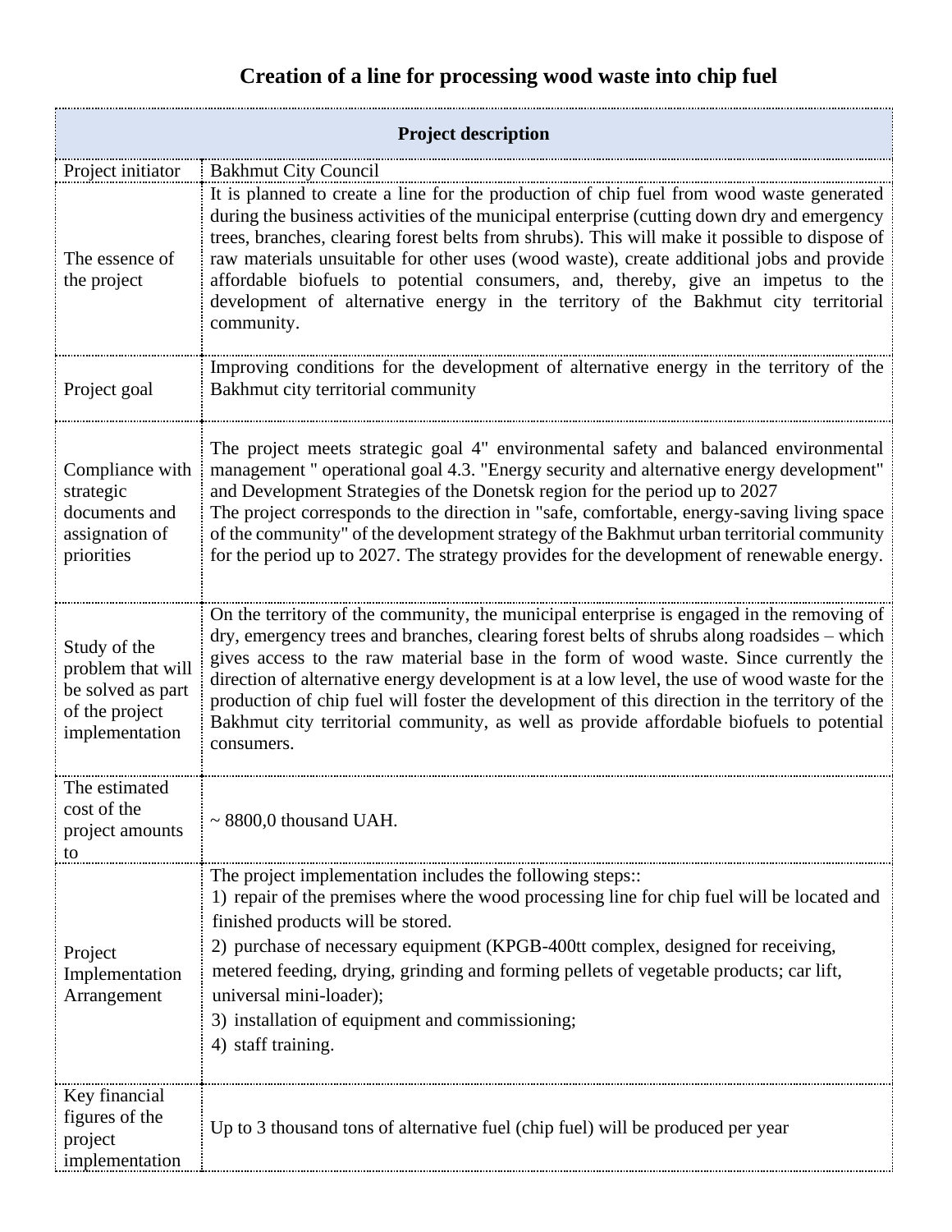# Creation of a line for processing wood waste into chip fuel

| Project description | |
|---|---|
| Project initiator | Bakhmut City Council |
| The essence of the project | It is planned to create a line for the production of chip fuel from wood waste generated during the business activities of the municipal enterprise (cutting down dry and emergency trees, branches, clearing forest belts from shrubs). This will make it possible to dispose of raw materials unsuitable for other uses (wood waste), create additional jobs and provide affordable biofuels to potential consumers, and, thereby, give an impetus to the development of alternative energy in the territory of the Bakhmut city territorial community. |
| Project goal | Improving conditions for the development of alternative energy in the territory of the Bakhmut city territorial community |
| Compliance with strategic documents and assignation of priorities | The project meets strategic goal 4" environmental safety and balanced environmental management " operational goal 4.3. "Energy security and alternative energy development" and Development Strategies of the Donetsk region for the period up to 2027<br>The project corresponds to the direction in "safe, comfortable, energy-saving living space of the community" of the development strategy of the Bakhmut urban territorial community for the period up to 2027. The strategy provides for the development of renewable energy. |
| Study of the problem that will be solved as part of the project implementation | On the territory of the community, the municipal enterprise is engaged in the removing of dry, emergency trees and branches, clearing forest belts of shrubs along roadsides – which gives access to the raw material base in the form of wood waste. Since currently the direction of alternative energy development is at a low level, the use of wood waste for the production of chip fuel will foster the development of this direction in the territory of the Bakhmut city territorial community, as well as provide affordable biofuels to potential consumers. |
| The estimated cost of the project amounts to | ~ 8800,0 thousand UAH. |
| Project Implementation Arrangement | The project implementation includes the following steps::<br>1) repair of the premises where the wood processing line for chip fuel will be located and finished products will be stored.<br>2) purchase of necessary equipment (KPGB-400tt complex, designed for receiving, metered feeding, drying, grinding and forming pellets of vegetable products; car lift, universal mini-loader);<br>3) installation of equipment and commissioning;<br>4) staff training. |
| Key financial figures of the project implementation | Up to 3 thousand tons of alternative fuel (chip fuel) will be produced per year |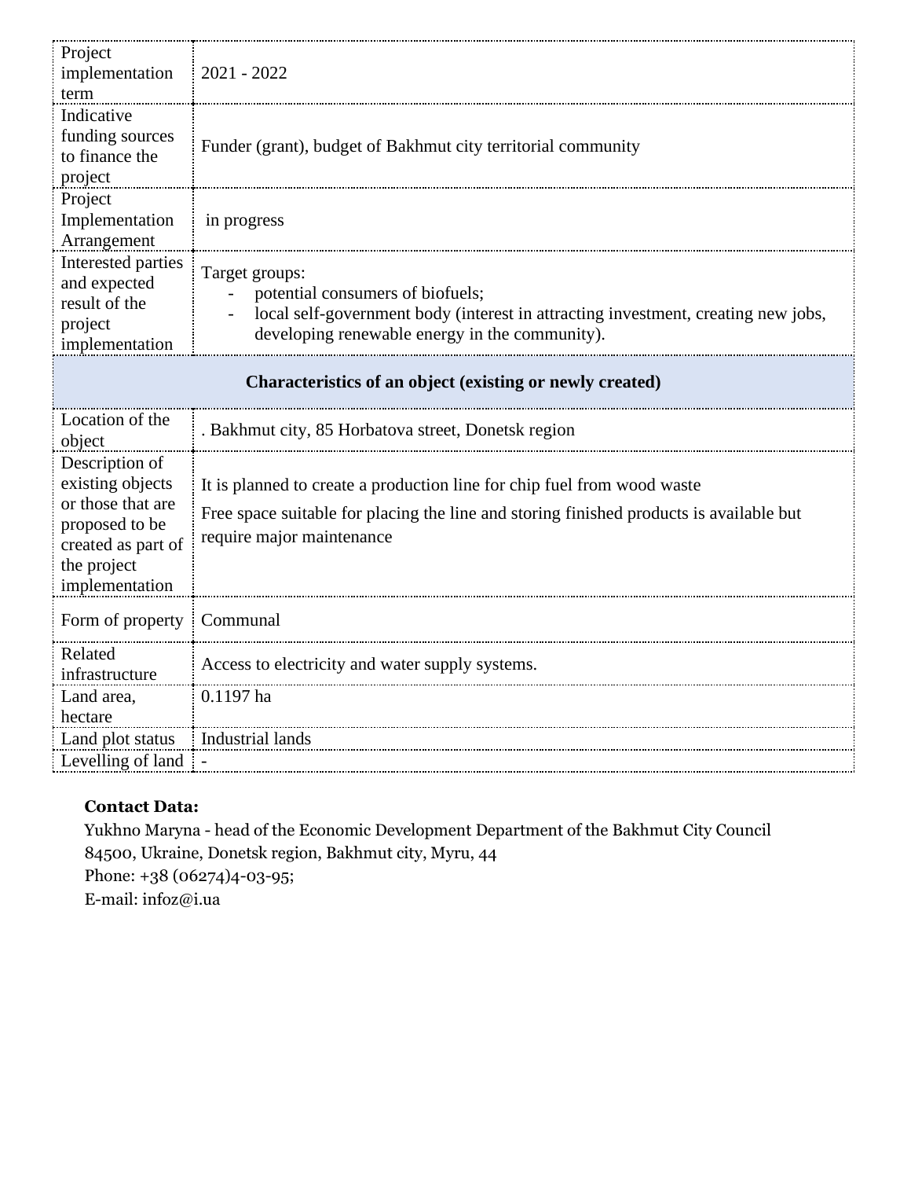| | |
|---|---|
| Project implementation term | 2021 - 2022 |
| Indicative funding sources to finance the project | Funder (grant), budget of Bakhmut city territorial community |
| Project Implementation Arrangement | in progress |
| Interested parties and expected result of the project implementation | Target groups:<br>- potential consumers of biofuels;<br>- local self-government body (interest in attracting investment, creating new jobs, developing renewable energy in the community). |
| **Characteristics of an object (existing or newly created)** | |
| Location of the object | . Bakhmut city, 85 Horbatova street, Donetsk region |
| Description of existing objects or those that are proposed to be created as part of the project implementation | It is planned to create a production line for chip fuel from wood waste<br>Free space suitable for placing the line and storing finished products is available but require major maintenance |
| Form of property | Communal |
| Related infrastructure | Access to electricity and water supply systems. |
| Land area, hectare | 0.1197 ha |
| Land plot status | Industrial lands |
| Levelling of land | - |

**Contact Data:**

Yukhno Maryna - head of the Economic Development Department of the Bakhmut City Council
84500, Ukraine, Donetsk region, Bakhmut city, Myru, 44
Phone: +38 (06274)4-03-95;
E-mail: infoz@i.ua